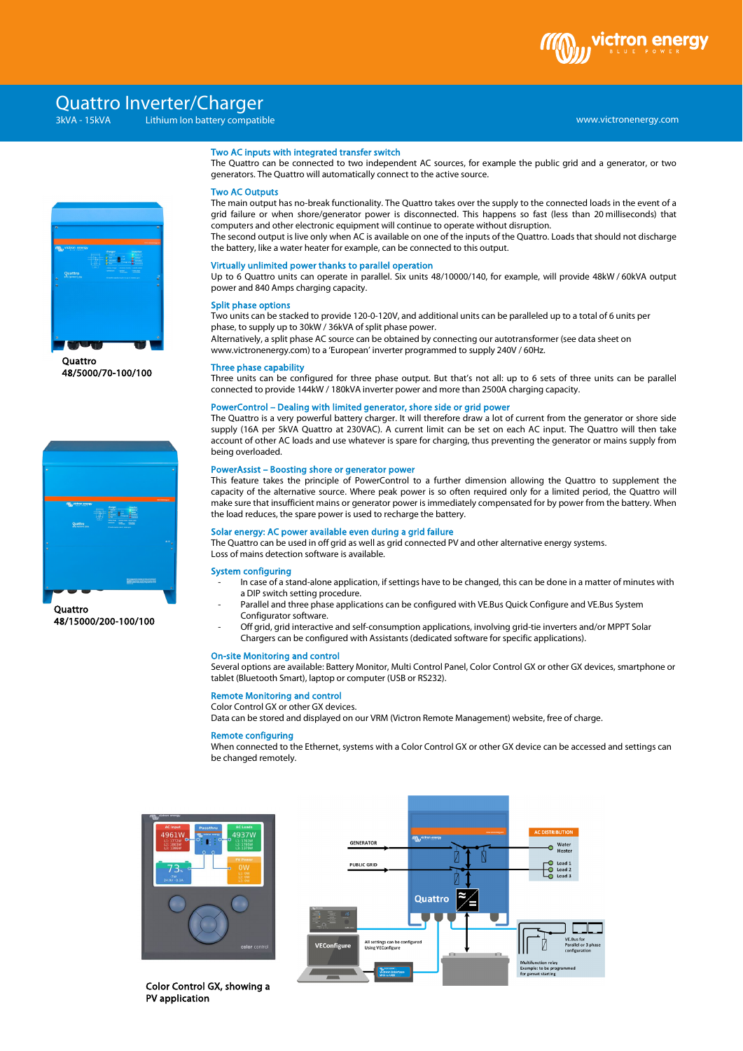# Quattro Inverter/Charger

3kVA - 15kVA    Lithium Ion battery compatible

www.victronenergy.com

Quattro
48/5000/70-100/100

Quattro
48/15000/200-100/100

## Two AC inputs with integrated transfer switch

The Quattro can be connected to two independent AC sources, for example the public grid and a generator, or two generators. The Quattro will automatically connect to the active source.

## Two AC Outputs

The main output has no-break functionality. The Quattro takes over the supply to the connected loads in the event of a grid failure or when shore/generator power is disconnected. This happens so fast (less than 20 milliseconds) that computers and other electronic equipment will continue to operate without disruption.
The second output is live only when AC is available on one of the inputs of the Quattro. Loads that should not discharge the battery, like a water heater for example, can be connected to this output.

## Virtually unlimited power thanks to parallel operation

Up to 6 Quattro units can operate in parallel. Six units 48/10000/140, for example, will provide 48kW / 60kVA output power and 840 Amps charging capacity.

## Split phase options

Two units can be stacked to provide 120-0-120V, and additional units can be paralleled up to a total of 6 units per phase, to supply up to 30kW / 36kVA of split phase power.
Alternatively, a split phase AC source can be obtained by connecting our autotransformer (see data sheet on www.victronenergy.com) to a 'European' inverter programmed to supply 240V / 60Hz.

## Three phase capability

Three units can be configured for three phase output. But that's not all: up to 6 sets of three units can be parallel connected to provide 144kW / 180kVA inverter power and more than 2500A charging capacity.

## PowerControl – Dealing with limited generator, shore side or grid power

The Quattro is a very powerful battery charger. It will therefore draw a lot of current from the generator or shore side supply (16A per 5kVA Quattro at 230VAC). A current limit can be set on each AC input. The Quattro will then take account of other AC loads and use whatever is spare for charging, thus preventing the generator or mains supply from being overloaded.

## PowerAssist – Boosting shore or generator power

This feature takes the principle of PowerControl to a further dimension allowing the Quattro to supplement the capacity of the alternative source. Where peak power is so often required only for a limited period, the Quattro will make sure that insufficient mains or generator power is immediately compensated for by power from the battery. When the load reduces, the spare power is used to recharge the battery.

## Solar energy: AC power available even during a grid failure

The Quattro can be used in off grid as well as grid connected PV and other alternative energy systems.
Loss of mains detection software is available.

## System configuring

- In case of a stand-alone application, if settings have to be changed, this can be done in a matter of minutes with a DIP switch setting procedure.
- Parallel and three phase applications can be configured with VE.Bus Quick Configure and VE.Bus System Configurator software.
- Off grid, grid interactive and self-consumption applications, involving grid-tie inverters and/or MPPT Solar Chargers can be configured with Assistants (dedicated software for specific applications).

## On-site Monitoring and control

Several options are available: Battery Monitor, Multi Control Panel, Color Control GX or other GX devices, smartphone or tablet (Bluetooth Smart), laptop or computer (USB or RS232).

## Remote Monitoring and control

Color Control GX or other GX devices.
Data can be stored and displayed on our VRM (Victron Remote Management) website, free of charge.

## Remote configuring

When connected to the Ethernet, systems with a Color Control GX or other GX device can be accessed and settings can be changed remotely.

Color Control GX, showing a PV application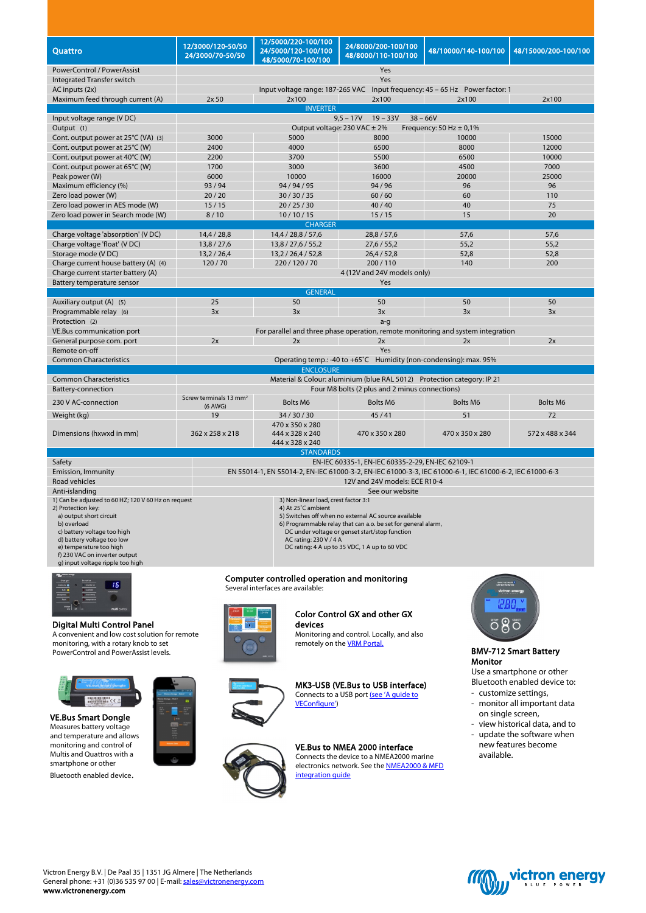| Quattro | 12/3000/120-50/50 24/3000/70-50/50 | 12/5000/220-100/100 24/5000/120-100/100 48/5000/70-100/100 | 24/8000/200-100/100 48/8000/110-100/100 | 48/10000/140-100/100 | 48/15000/200-100/100 |
|---|---|---|---|---|---|
| PowerControl / PowerAssist | Yes | | | | |
| Integrated Transfer switch | Yes | | | | |
| AC inputs (2x) | Input voltage range: 187-265 VAC Input frequency: 45 – 65 Hz Power factor: 1 | | | | |
| Maximum feed through current (A) | 2x 50 | 2x100 | 2x100 | 2x100 | 2x100 |
| **INVERTER** | | | | | |
| Input voltage range (V DC) | 9,5 – 17V 19 – 33V 38 – 66V | | | | |
| Output (1) | Output voltage: 230 VAC ± 2% Frequency: 50 Hz ± 0,1% | | | | |
| Cont. output power at 25°C (VA) (3) | 3000 | 5000 | 8000 | 10000 | 15000 |
| Cont. output power at 25°C (W) | 2400 | 4000 | 6500 | 8000 | 12000 |
| Cont. output power at 40°C (W) | 2200 | 3700 | 5500 | 6500 | 10000 |
| Cont. output power at 65°C (W) | 1700 | 3000 | 3600 | 4500 | 7000 |
| Peak power (W) | 6000 | 10000 | 16000 | 20000 | 25000 |
| Maximum efficiency (%) | 93 / 94 | 94 / 94 / 95 | 94 / 96 | 96 | 96 |
| Zero load power (W) | 20 / 20 | 30 / 30 / 35 | 60 / 60 | 60 | 110 |
| Zero load power in AES mode (W) | 15 / 15 | 20 / 25 / 30 | 40 / 40 | 40 | 75 |
| Zero load power in Search mode (W) | 8 / 10 | 10 / 10 / 15 | 15 / 15 | 15 | 20 |
| **CHARGER** | | | | | |
| Charge voltage 'absorption' (V DC) | 14,4 / 28,8 | 14,4 / 28,8 / 57,6 | 28,8 / 57,6 | 57,6 | 57,6 |
| Charge voltage 'float' (V DC) | 13,8 / 27,6 | 13,8 / 27,6 / 55,2 | 27,6 / 55,2 | 55,2 | 55,2 |
| Storage mode (V DC) | 13,2 / 26,4 | 13,2 / 26,4 / 52,8 | 26,4 / 52,8 | 52,8 | 52,8 |
| Charge current house battery (A) (4) | 120 / 70 | 220 / 120 / 70 | 200 / 110 | 140 | 200 |
| Charge current starter battery (A) | 4 (12V and 24V models only) | | | | |
| Battery temperature sensor | Yes | | | | |
| **GENERAL** | | | | | |
| Auxiliary output (A) (5) | 25 | 50 | 50 | 50 | 50 |
| Programmable relay (6) | 3x | 3x | 3x | 3x | 3x |
| Protection (2) | a-g | | | | |
| VE.Bus communication port | For parallel and three phase operation, remote monitoring and system integration | | | | |
| General purpose com. port | 2x | 2x | 2x | 2x | 2x |
| Remote on-off | Yes | | | | |
| Common Characteristics | Operating temp.: -40 to +65°C Humidity (non-condensing): max. 95% | | | | |
| **ENCLOSURE** | | | | | |
| Common Characteristics | Material & Colour: aluminium (blue RAL 5012) Protection category: IP 21 | | | | |
| Battery-connection | Four M8 bolts (2 plus and 2 minus connections) | | | | |
| 230 V AC-connection | Screw terminals 13 mm² (6 AWG) | Bolts M6 | Bolts M6 | Bolts M6 | Bolts M6 |
| Weight (kg) | 19 | 34 / 30 / 30 | 45 / 41 | 51 | 72 |
| Dimensions (hxwxd in mm) | 362 x 258 x 218 | 470 x 350 x 280 444 x 328 x 240 444 x 328 x 240 | 470 x 350 x 280 | 470 x 350 x 280 | 572 x 488 x 344 |
| **STANDARDS** | | | | | |
| Safety | EN-IEC 60335-1, EN-IEC 60335-2-29, EN-IEC 62109-1 | | | | |
| Emission, Immunity | EN 55014-1, EN 55014-2, EN-IEC 61000-3-2, EN-IEC 61000-3-3, IEC 61000-6-1, IEC 61000-6-2, IEC 61000-6-3 | | | | |
| Road vehicles | 12V and 24V models: ECE R10-4 | | | | |
| Anti-islanding | See our website | | | | |

1) Can be adjusted to 60 HZ; 120 V 60 Hz on request
2) Protection key:
 a) output short circuit
 b) overload
 c) battery voltage too high
 d) battery voltage too low
 e) temperature too high
 f) 230 VAC on inverter output
 g) input voltage ripple too high

3) Non-linear load, crest factor 3:1
4) At 25˚C ambient
5) Switches off when no external AC source available
6) Programmable relay that can a.o. be set for general alarm, DC under voltage or genset start/stop function
 AC rating: 230 V / 4 A
 DC rating: 4 A up to 35 VDC, 1 A up to 60 VDC

**Digital Multi Control Panel**
A convenient and low cost solution for remote monitoring, with a rotary knob to set PowerControl and PowerAssist levels.

**VE.Bus Smart Dongle**
Measures battery voltage and temperature and allows monitoring and control of Multis and Quattros with a smartphone or other Bluetooth enabled device.

**Computer controlled operation and monitoring**
Several interfaces are available:

**Color Control GX and other GX devices**
Monitoring and control. Locally, and also remotely on the VRM Portal.

**MK3-USB (VE.Bus to USB interface)**
Connects to a USB port (see 'A guide to VEConfigure')

**VE.Bus to NMEA 2000 interface**
Connects the device to a NMEA2000 marine electronics network. See the NMEA2000 & MFD integration guide

**BMV-712 Smart Battery Monitor**
Use a smartphone or other Bluetooth enabled device to:
- customize settings,
- monitor all important data on single screen,
- view historical data, and to
- update the software when new features become available.

Victron Energy B.V. | De Paal 35 | 1351 JG Almere | The Netherlands
General phone: +31 (0)36 535 97 00 | E-mail: sales@victronenergy.com
**www.victronenergy.com**